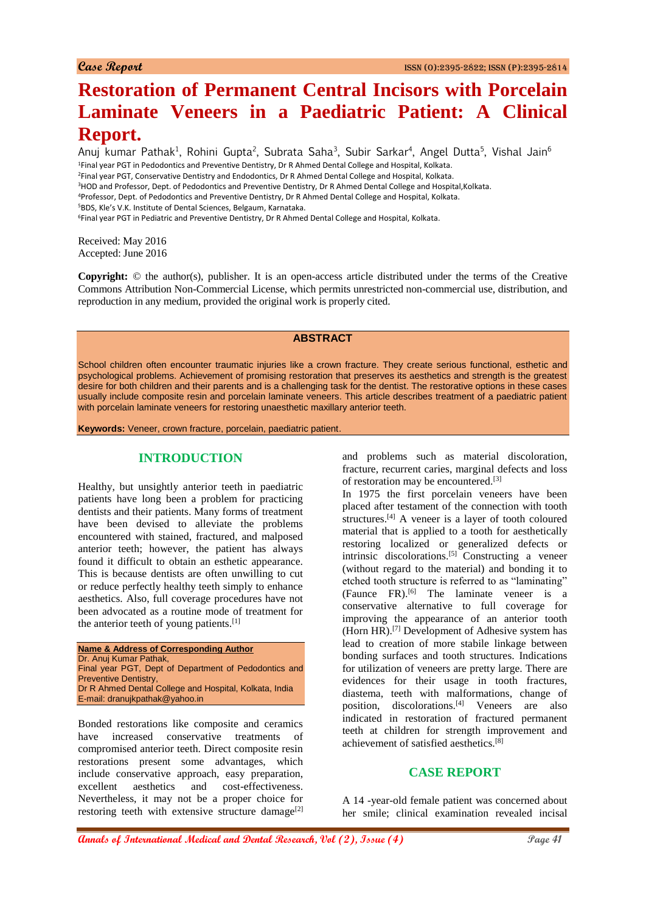Case Report

# Restoration of Permanent Central Incisors with Porcelain Laminate Veneers in a Paediatric Patient: A Clinical Report.

Anuj kumar Pathak[1], Rohini Gupta[2], Subrata Saha[3], Subir Sarkar[4], Angel Dutta[5], Vishal Jain[6]

[1]Final year PGT in Pedodontics and Preventive Dentistry, Dr R Ahmed Dental College and Hospital, Kolkata.
[2]Final year PGT, Conservative Dentistry and Endodontics, Dr R Ahmed Dental College and Hospital, Kolkata.
[3]HOD and Professor, Dept. of Pedodontics and Preventive Dentistry, Dr R Ahmed Dental College and Hospital,Kolkata.
[4]Professor, Dept. of Pedodontics and Preventive Dentistry, Dr R Ahmed Dental College and Hospital, Kolkata.
[5]BDS, Kle's V.K. Institute of Dental Sciences, Belgaum, Karnataka.
[6]Final year PGT in Pediatric and Preventive Dentistry, Dr R Ahmed Dental College and Hospital, Kolkata.

Received: May 2016
Accepted: June 2016

**Copyright:** © the author(s), publisher. It is an open-access article distributed under the terms of the Creative Commons Attribution Non-Commercial License, which permits unrestricted non-commercial use, distribution, and reproduction in any medium, provided the original work is properly cited.

## ABSTRACT

School children often encounter traumatic injuries like a crown fracture. They create serious functional, esthetic and psychological problems. Achievement of promising restoration that preserves its aesthetics and strength is the greatest desire for both children and their parents and is a challenging task for the dentist. The restorative options in these cases usually include composite resin and porcelain laminate veneers. This article describes treatment of a paediatric patient with porcelain laminate veneers for restoring unaesthetic maxillary anterior teeth.

**Keywords:** Veneer, crown fracture, porcelain, paediatric patient.

## INTRODUCTION

Healthy, but unsightly anterior teeth in paediatric patients have long been a problem for practicing dentists and their patients. Many forms of treatment have been devised to alleviate the problems encountered with stained, fractured, and malposed anterior teeth; however, the patient has always found it difficult to obtain an esthetic appearance. This is because dentists are often unwilling to cut or reduce perfectly healthy teeth simply to enhance aesthetics. Also, full coverage procedures have not been advocated as a routine mode of treatment for the anterior teeth of young patients.[1]

**Name & Address of Corresponding Author**
Dr. Anuj Kumar Pathak,
Final year PGT, Dept of Department of Pedodontics and Preventive Dentistry,
Dr R Ahmed Dental College and Hospital, Kolkata, India
E-mail: dranujkpathak@yahoo.in

Bonded restorations like composite and ceramics have increased conservative treatments of compromised anterior teeth. Direct composite resin restorations present some advantages, which include conservative approach, easy preparation, excellent aesthetics and cost-effectiveness. Nevertheless, it may not be a proper choice for restoring teeth with extensive structure damage[2] and problems such as material discoloration, fracture, recurrent caries, marginal defects and loss of restoration may be encountered.[3]

In 1975 the first porcelain veneers have been placed after testament of the connection with tooth structures.[4] A veneer is a layer of tooth coloured material that is applied to a tooth for aesthetically restoring localized or generalized defects or intrinsic discolorations.[5] Constructing a veneer (without regard to the material) and bonding it to etched tooth structure is referred to as "laminating" (Faunce FR).[6] The laminate veneer is a conservative alternative to full coverage for improving the appearance of an anterior tooth (Horn HR).[7] Development of Adhesive system has lead to creation of more stabile linkage between bonding surfaces and tooth structures. Indications for utilization of veneers are pretty large. There are evidences for their usage in tooth fractures, diastema, teeth with malformations, change of position, discolorations.[4] Veneers are also indicated in restoration of fractured permanent teeth at children for strength improvement and achievement of satisfied aesthetics.[8]

## CASE REPORT

A 14 -year-old female patient was concerned about her smile; clinical examination revealed incisal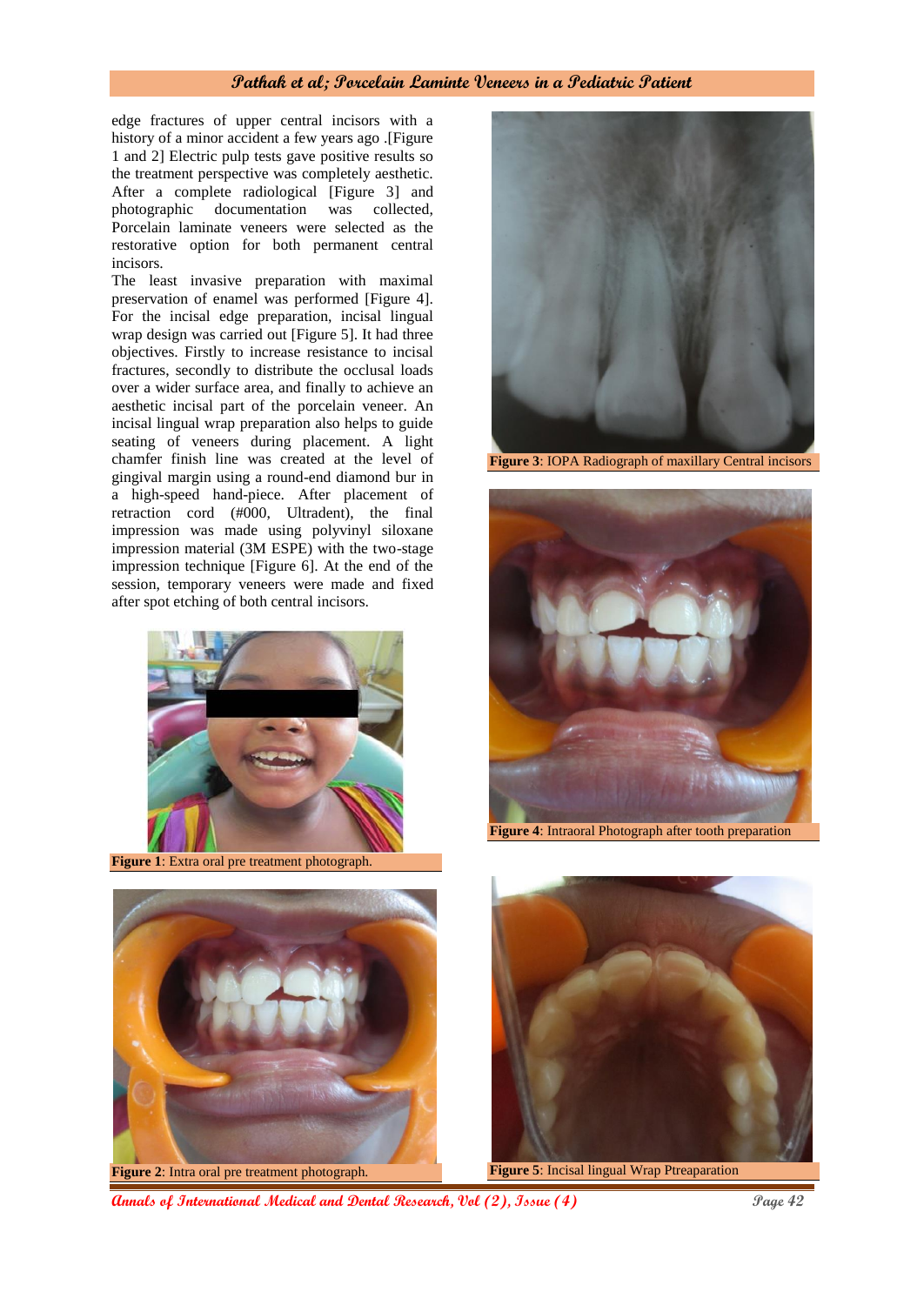edge fractures of upper central incisors with a history of a minor accident a few years ago .[Figure 1 and 2] Electric pulp tests gave positive results so the treatment perspective was completely aesthetic. After a complete radiological [Figure 3] and photographic documentation was collected, Porcelain laminate veneers were selected as the restorative option for both permanent central incisors.

The least invasive preparation with maximal preservation of enamel was performed [Figure 4]. For the incisal edge preparation, incisal lingual wrap design was carried out [Figure 5]. It had three objectives. Firstly to increase resistance to incisal fractures, secondly to distribute the occlusal loads over a wider surface area, and finally to achieve an aesthetic incisal part of the porcelain veneer. An incisal lingual wrap preparation also helps to guide seating of veneers during placement. A light chamfer finish line was created at the level of gingival margin using a round-end diamond bur in a high-speed hand-piece. After placement of retraction cord (#000, Ultradent), the final impression was made using polyvinyl siloxane impression material (3M ESPE) with the two-stage impression technique [Figure 6]. At the end of the session, temporary veneers were made and fixed after spot etching of both central incisors.

**Figure 1**: Extra oral pre treatment photograph.

**Figure 2**: Intra oral pre treatment photograph.

**Figure 3**: IOPA Radiograph of maxillary Central incisors

**Figure 4**: Intraoral Photograph after tooth preparation

**Figure 5**: Incisal lingual Wrap Ptreaparation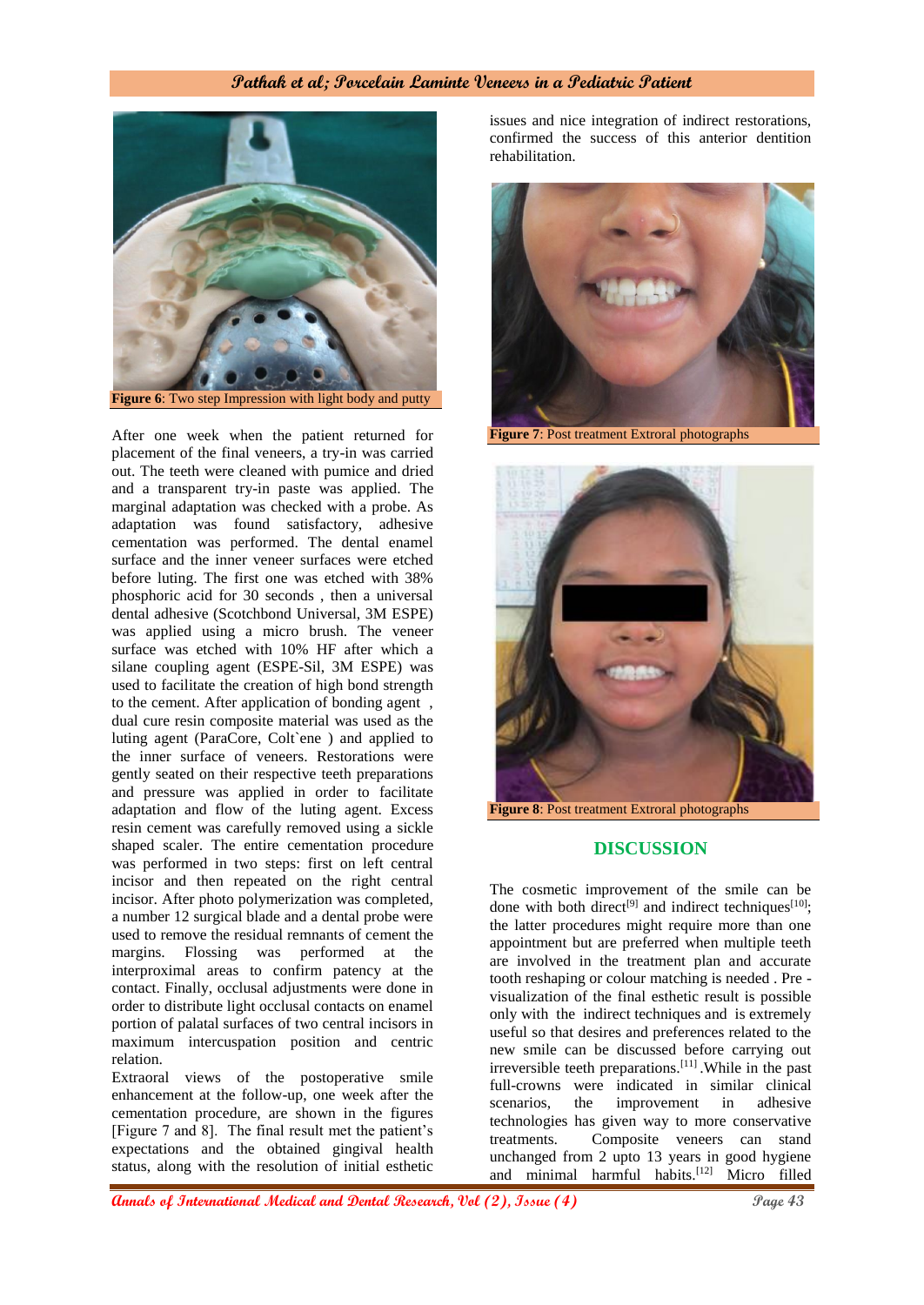Figure 6: Two step Impression with light body and putty

After one week when the patient returned for placement of the final veneers, a try-in was carried out. The teeth were cleaned with pumice and dried and a transparent try-in paste was applied. The marginal adaptation was checked with a probe. As adaptation was found satisfactory, adhesive cementation was performed. The dental enamel surface and the inner veneer surfaces were etched before luting. The first one was etched with 38% phosphoric acid for 30 seconds , then a universal dental adhesive (Scotchbond Universal, 3M ESPE) was applied using a micro brush. The veneer surface was etched with 10% HF after which a silane coupling agent (ESPE-Sil, 3M ESPE) was used to facilitate the creation of high bond strength to the cement. After application of bonding agent , dual cure resin composite material was used as the luting agent (ParaCore, Colt`ene ) and applied to the inner surface of veneers. Restorations were gently seated on their respective teeth preparations and pressure was applied in order to facilitate adaptation and flow of the luting agent. Excess resin cement was carefully removed using a sickle shaped scaler. The entire cementation procedure was performed in two steps: first on left central incisor and then repeated on the right central incisor. After photo polymerization was completed, a number 12 surgical blade and a dental probe were used to remove the residual remnants of cement the margins. Flossing was performed at the interproximal areas to confirm patency at the contact. Finally, occlusal adjustments were done in order to distribute light occlusal contacts on enamel portion of palatal surfaces of two central incisors in maximum intercuspation position and centric relation.

Extraoral views of the postoperative smile enhancement at the follow-up, one week after the cementation procedure, are shown in the figures [Figure 7 and 8]. The final result met the patient's expectations and the obtained gingival health status, along with the resolution of initial esthetic issues and nice integration of indirect restorations, confirmed the success of this anterior dentition rehabilitation.

Figure 7: Post treatment Extroral photographs

Figure 8: Post treatment Extroral photographs

## DISCUSSION

The cosmetic improvement of the smile can be done with both direct[9] and indirect techniques[10]; the latter procedures might require more than one appointment but are preferred when multiple teeth are involved in the treatment plan and accurate tooth reshaping or colour matching is needed . Pre - visualization of the final esthetic result is possible only with the indirect techniques and is extremely useful so that desires and preferences related to the new smile can be discussed before carrying out irreversible teeth preparations.[11] .While in the past full-crowns were indicated in similar clinical scenarios, the improvement in adhesive technologies has given way to more conservative treatments. Composite veneers can stand unchanged from 2 upto 13 years in good hygiene and minimal harmful habits.[12] Micro filled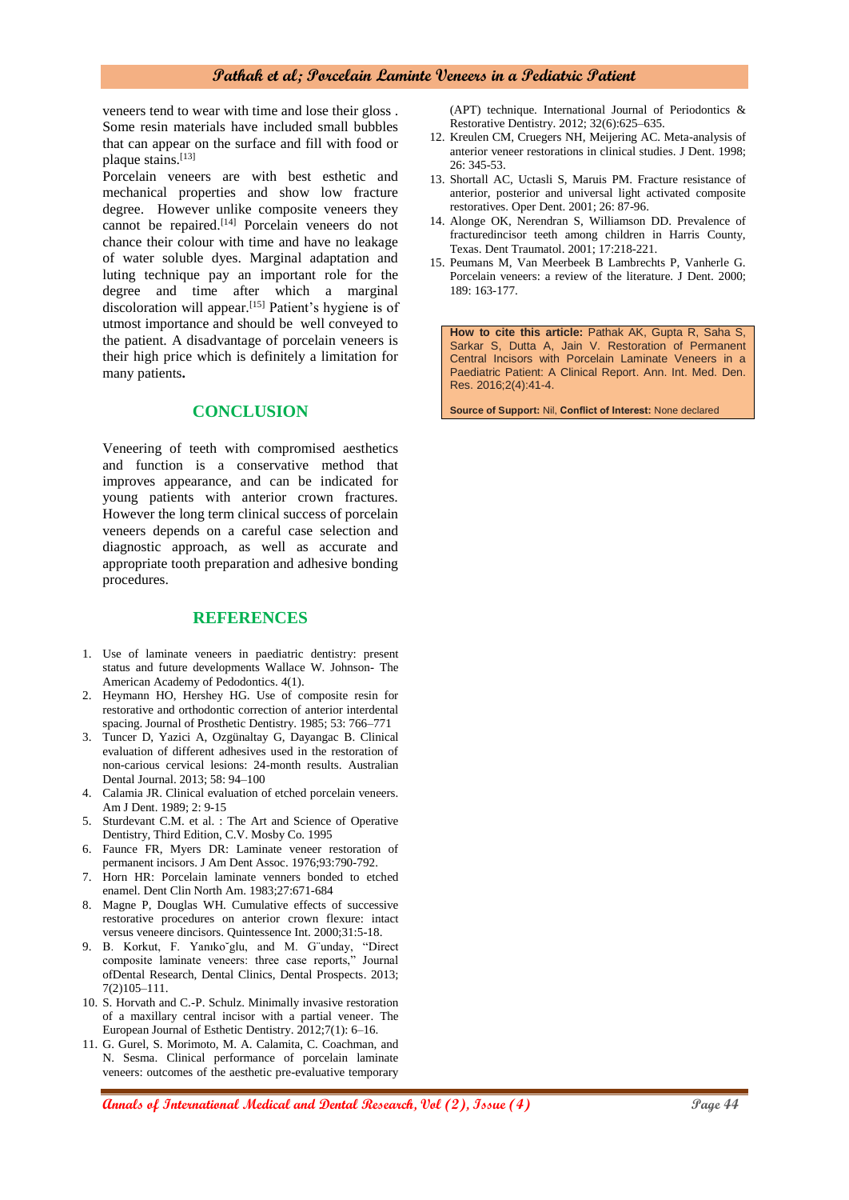veneers tend to wear with time and lose their gloss . Some resin materials have included small bubbles that can appear on the surface and fill with food or plaque stains.[13]

Porcelain veneers are with best esthetic and mechanical properties and show low fracture degree. However unlike composite veneers they cannot be repaired.[14] Porcelain veneers do not chance their colour with time and have no leakage of water soluble dyes. Marginal adaptation and luting technique pay an important role for the degree and time after which a marginal discoloration will appear.[15] Patient's hygiene is of utmost importance and should be well conveyed to the patient. A disadvantage of porcelain veneers is their high price which is definitely a limitation for many patients**.**

## CONCLUSION

Veneering of teeth with compromised aesthetics and function is a conservative method that improves appearance, and can be indicated for young patients with anterior crown fractures. However the long term clinical success of porcelain veneers depends on a careful case selection and diagnostic approach, as well as accurate and appropriate tooth preparation and adhesive bonding procedures.

## REFERENCES

1. Use of laminate veneers in paediatric dentistry: present status and future developments Wallace W. Johnson- The American Academy of Pedodontics. 4(1).
2. Heymann HO, Hershey HG. Use of composite resin for restorative and orthodontic correction of anterior interdental spacing. Journal of Prosthetic Dentistry. 1985; 53: 766–771
3. Tuncer D, Yazici A, Ozgünaltay G, Dayangac B. Clinical evaluation of different adhesives used in the restoration of non-carious cervical lesions: 24-month results. Australian Dental Journal. 2013; 58: 94–100
4. Calamia JR. Clinical evaluation of etched porcelain veneers. Am J Dent. 1989; 2: 9-15
5. Sturdevant C.M. et al. : The Art and Science of Operative Dentistry, Third Edition, C.V. Mosby Co. 1995
6. Faunce FR, Myers DR: Laminate veneer restoration of permanent incisors. J Am Dent Assoc. 1976;93:790-792.
7. Horn HR: Porcelain laminate venners bonded to etched enamel. Dent Clin North Am. 1983;27:671-684
8. Magne P, Douglas WH. Cumulative effects of successive restorative procedures on anterior crown flexure: intact versus veneere dincisors. Quintessence Int. 2000;31:5-18.
9. B. Korkut, F. Yanıko˘glu, and M. G¨unday, "Direct composite laminate veneers: three case reports," Journal ofDental Research, Dental Clinics, Dental Prospects. 2013; 7(2)105–111.
10. S. Horvath and C.-P. Schulz. Minimally invasive restoration of a maxillary central incisor with a partial veneer. The European Journal of Esthetic Dentistry. 2012;7(1): 6–16.
11. G. Gurel, S. Morimoto, M. A. Calamita, C. Coachman, and N. Sesma. Clinical performance of porcelain laminate veneers: outcomes of the aesthetic pre-evaluative temporary (APT) technique. International Journal of Periodontics & Restorative Dentistry. 2012; 32(6):625–635.
12. Kreulen CM, Cruegers NH, Meijering AC. Meta-analysis of anterior veneer restorations in clinical studies. J Dent. 1998; 26: 345-53.
13. Shortall AC, Uctasli S, Maruis PM. Fracture resistance of anterior, posterior and universal light activated composite restoratives. Oper Dent. 2001; 26: 87-96.
14. Alonge OK, Nerendran S, Williamson DD. Prevalence of fracturedincisor teeth among children in Harris County, Texas. Dent Traumatol. 2001; 17:218-221.
15. Peumans M, Van Meerbeek B Lambrechts P, Vanherle G. Porcelain veneers: a review of the literature. J Dent. 2000; 189: 163-177.

**How to cite this article:** Pathak AK, Gupta R, Saha S, Sarkar S, Dutta A, Jain V. Restoration of Permanent Central Incisors with Porcelain Laminate Veneers in a Paediatric Patient: A Clinical Report. Ann. Int. Med. Den. Res. 2016;2(4):41-4.

**Source of Support:** Nil, **Conflict of Interest:** None declared